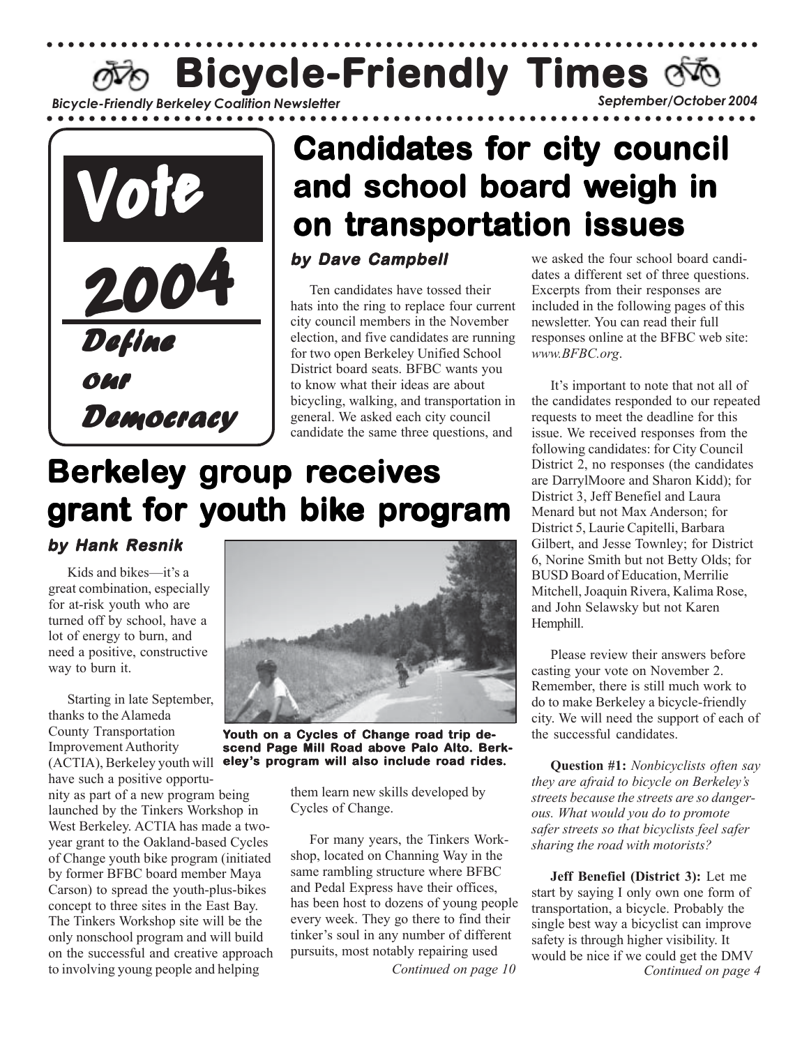# Bicycle-Friendly Times

*Bicycle-Friendly Berkeley Coalition Newsletter*

*September/October 2004*

**Vote 2004**

*Define our Democracy*

## Candidates for city council and school board weigh in on transportation issues

*by Dave Campbell*

Ten candidates have tossed their hats into the ring to replace four current city council members in the November election, and five candidates are running for two open Berkeley Unified School District board seats. BFBC wants you to know what their ideas are about bicycling, walking, and transportation in general. We asked each city council candidate the same three questions, and we asked the four school board candidates a different set of three questions. Excerpts from their responses are included in the following pages of this newsletter. You can read their full responses online at the BFBC web site: *www.BFBC.org*.

It's important to note that not all of the candidates responded to our repeated requests to meet the deadline for this issue. We received responses from the following candidates: for City Council District 2, no responses (the candidates are DarrylMoore and Sharon Kidd); for District 3, Jeff Benefiel and Laura Menard but not Max Anderson; for District 5, Laurie Capitelli, Barbara Gilbert, and Jesse Townley; for District 6, Norine Smith but not Betty Olds; for BUSD Board of Education, Merrilie Mitchell, Joaquin Rivera, Kalima Rose, and John Selawsky but not Karen Hemphill.

Please review their answers before casting your vote on November 2. Remember, there is still much work to do to make Berkeley a bicycle-friendly city. We will need the support of each of the successful candidates.

**Question #1:** *Nonbicyclists often say they are afraid to bicycle on Berkeley's streets because the streets are so dangerous. What would you do to promote safer streets so that bicyclists feel safer sharing the road with motorists?*

**Jeff Benefiel (District 3):** Let me start by saying I only own one form of transportation, a bicycle. Probably the single best way a bicyclist can improve safety is through higher visibility. It would be nice if we could get the DMV

*Continued on page 4*

## Berkeley group receives grant for youth bike program

*by Hank Resnik*

Kids and bikes—it's a great combination, especially for at-risk youth who are turned off by school, have a lot of energy to burn, and need a positive, constructive way to burn it.

Starting in late September, thanks to the Alameda County Transportation Improvement Authority (ACTIA), Berkeley youth will have such a positive opportunity as part of a new program being launched by the Tinkers Workshop in West Berkeley. ACTIA has made a two-year grant to the Oakland-based Cycles of Change youth bike program (initiated by former BFBC board member Maya Carson) to spread the youth-plus-bikes concept to three sites in the East Bay. The Tinkers Workshop site will be the only nonschool program and will build on the successful and creative approach to involving young people and helping them learn new skills developed by Cycles of Change.

**Youth on a Cycles of Change road trip descend Page Mill Road above Palo Alto. Berkeley's program will also include road rides.**

For many years, the Tinkers Workshop, located on Channing Way in the same rambling structure where BFBC and Pedal Express have their offices, has been host to dozens of young people every week. They go there to find their tinker's soul in any number of different pursuits, most notably repairing used

*Continued on page 10*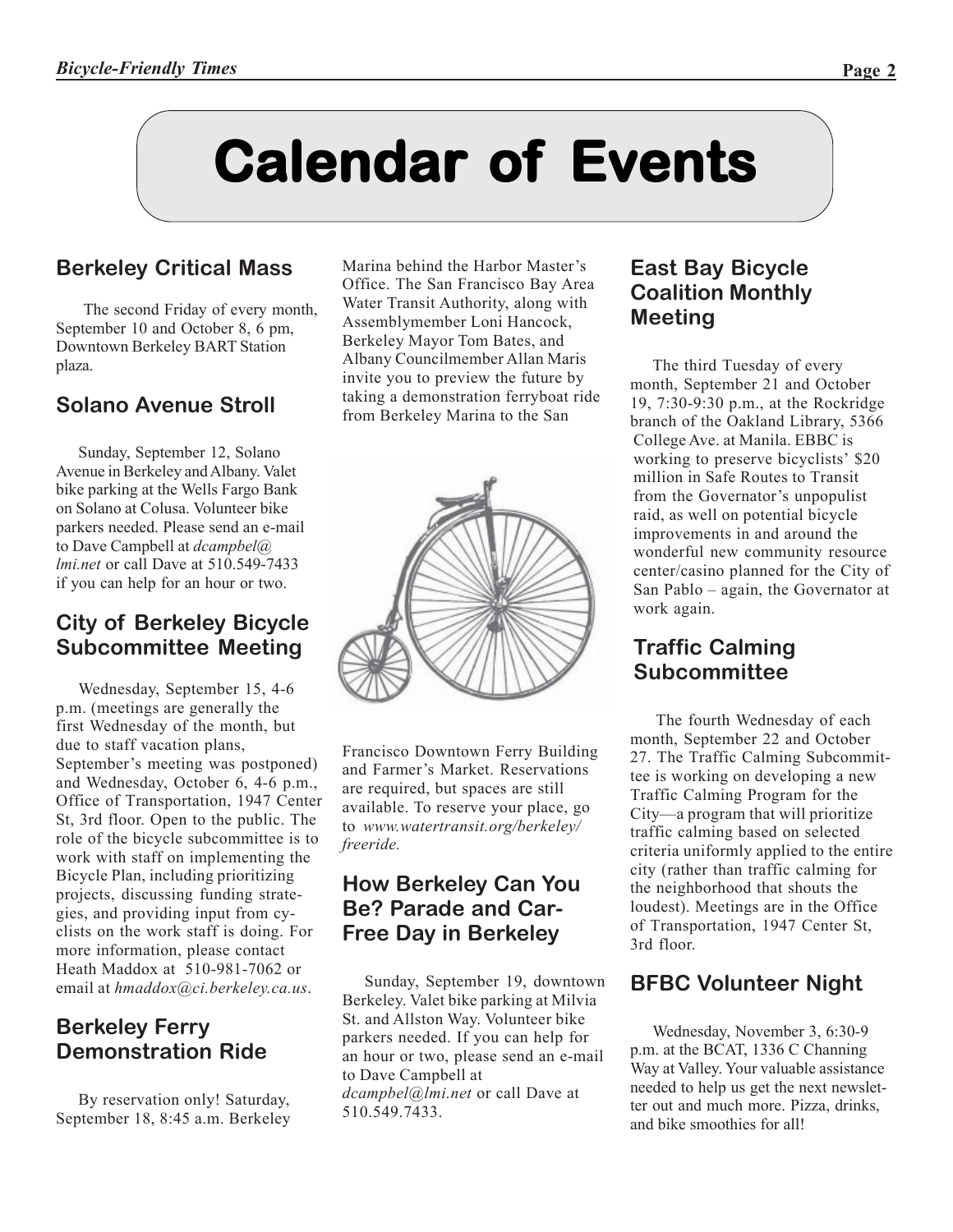# Calendar of Events

## Berkeley Critical Mass

The second Friday of every month, September 10 and October 8, 6 pm, Downtown Berkeley BART Station plaza.

## Solano Avenue Stroll

Sunday, September 12, Solano Avenue in Berkeley and Albany. Valet bike parking at the Wells Fargo Bank on Solano at Colusa. Volunteer bike parkers needed. Please send an e-mail to Dave Campbell at *dcampbel@lmi.net* or call Dave at 510.549-7433 if you can help for an hour or two.

## City of Berkeley Bicycle Subcommittee Meeting

Wednesday, September 15, 4-6 p.m. (meetings are generally the first Wednesday of the month, but due to staff vacation plans, September's meeting was postponed) and Wednesday, October 6, 4-6 p.m., Office of Transportation, 1947 Center St, 3rd floor. Open to the public. The role of the bicycle subcommittee is to work with staff on implementing the Bicycle Plan, including prioritizing projects, discussing funding strategies, and providing input from cyclists on the work staff is doing. For more information, please contact Heath Maddox at 510-981-7062 or email at *hmaddox@ci.berkeley.ca.us*.

## Berkeley Ferry Demonstration Ride

By reservation only! Saturday, September 18, 8:45 a.m. Berkeley Marina behind the Harbor Master's Office. The San Francisco Bay Area Water Transit Authority, along with Assemblymember Loni Hancock, Berkeley Mayor Tom Bates, and Albany Councilmember Allan Maris invite you to preview the future by taking a demonstration ferryboat ride from Berkeley Marina to the San Francisco Downtown Ferry Building and Farmer's Market. Reservations are required, but spaces are still available. To reserve your place, go to *www.watertransit.org/berkeley/freeride.*

## How Berkeley Can You Be? Parade and Car-Free Day in Berkeley

Sunday, September 19, downtown Berkeley. Valet bike parking at Milvia St. and Allston Way. Volunteer bike parkers needed. If you can help for an hour or two, please send an e-mail to Dave Campbell at *dcampbel@lmi.net* or call Dave at 510.549.7433.

## East Bay Bicycle Coalition Monthly Meeting

The third Tuesday of every month, September 21 and October 19, 7:30-9:30 p.m., at the Rockridge branch of the Oakland Library, 5366 College Ave. at Manila. EBBC is working to preserve bicyclists' $20 million in Safe Routes to Transit from the Governor's unpopulist raid, as well on potential bicycle improvements in and around the wonderful new community resource center/casino planned for the City of San Pablo – again, the Governor at work again.

## Traffic Calming Subcommittee

The fourth Wednesday of each month, September 22 and October 27. The Traffic Calming Subcommittee is working on developing a new Traffic Calming Program for the City—a program that will prioritize traffic calming based on selected criteria uniformly applied to the entire city (rather than traffic calming for the neighborhood that shouts the loudest). Meetings are in the Office of Transportation, 1947 Center St, 3rd floor.

## BFBC Volunteer Night

Wednesday, November 3, 6:30-9 p.m. at the BCAT, 1336 C Channing Way at Valley. Your valuable assistance needed to help us get the next newsletter out and much more. Pizza, drinks, and bike smoothies for all!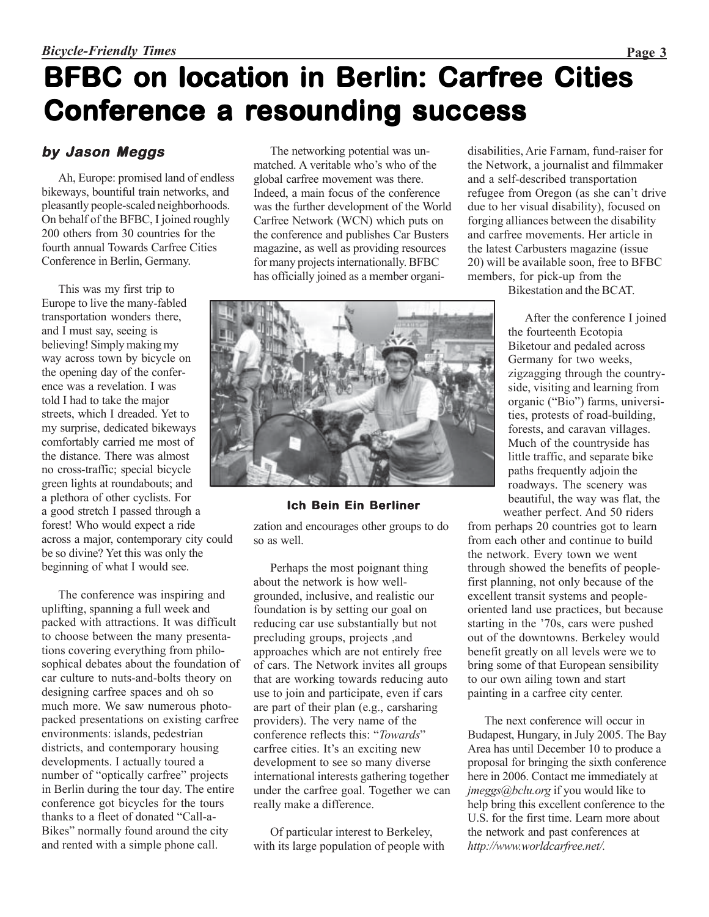# BFBC on location in Berlin: Carfree Cities Conference a resounding success

### *by Jason Meggs*

Ah, Europe: promised land of endless bikeways, bountiful train networks, and pleasantly people-scaled neighborhoods. On behalf of the BFBC, I joined roughly 200 others from 30 countries for the fourth annual Towards Carfree Cities Conference in Berlin, Germany.

This was my first trip to Europe to live the many-fabled transportation wonders there, and I must say, seeing is believing! Simply making my way across town by bicycle on the opening day of the conference was a revelation. I was told I had to take the major streets, which I dreaded. Yet to my surprise, dedicated bikeways comfortably carried me most of the distance. There was almost no cross-traffic; special bicycle green lights at roundabouts; and a plethora of other cyclists. For a good stretch I passed through a forest! Who would expect a ride across a major, contemporary city could be so divine? Yet this was only the beginning of what I would see.

The conference was inspiring and uplifting, spanning a full week and packed with attractions. It was difficult to choose between the many presentations covering everything from philosophical debates about the foundation of car culture to nuts-and-bolts theory on designing carfree spaces and oh so much more. We saw numerous photo-packed presentations on existing carfree environments: islands, pedestrian districts, and contemporary housing developments. I actually toured a number of "optically carfree" projects in Berlin during the tour day. The entire conference got bicycles for the tours thanks to a fleet of donated "Call-a-Bikes" normally found around the city and rented with a simple phone call.

The networking potential was unmatched. A veritable who's who of the global carfree movement was there. Indeed, a main focus of the conference was the further development of the World Carfree Network (WCN) which puts on the conference and publishes Car Busters magazine, as well as providing resources for many projects internationally. BFBC has officially joined as a member organization and encourages other groups to do so as well.

**Ich Bein Ein Berliner**

Perhaps the most poignant thing about the network is how well-grounded, inclusive, and realistic our foundation is by setting our goal on reducing car use substantially but not precluding groups, projects ,and approaches which are not entirely free of cars. The Network invites all groups that are working towards reducing auto use to join and participate, even if cars are part of their plan (e.g., carsharing providers). The very name of the conference reflects this: "*Towards*" carfree cities. It's an exciting new development to see so many diverse international interests gathering together under the carfree goal. Together we can really make a difference.

Of particular interest to Berkeley, with its large population of people with disabilities, Arie Farnam, fund-raiser for the Network, a journalist and filmmaker and a self-described transportation refugee from Oregon (as she can't drive due to her visual disability), focused on forging alliances between the disability and carfree movements. Her article in the latest Carbusters magazine (issue 20) will be available soon, free to BFBC members, for pick-up from the Bikestation and the BCAT.

After the conference I joined the fourteenth Ecotopia Biketour and pedaled across Germany for two weeks, zigzagging through the countryside, visiting and learning from organic ("Bio") farms, universities, protests of road-building, forests, and caravan villages. Much of the countryside has little traffic, and separate bike paths frequently adjoin the roadways. The scenery was beautiful, the way was flat, the weather perfect. And 50 riders from perhaps 20 countries got to learn from each other and continue to build the network. Every town we went through showed the benefits of people-first planning, not only because of the excellent transit systems and people-oriented land use practices, but because starting in the '70s, cars were pushed out of the downtowns. Berkeley would benefit greatly on all levels were we to bring some of that European sensibility to our own ailing town and start painting in a carfree city center.

The next conference will occur in Budapest, Hungary, in July 2005. The Bay Area has until December 10 to produce a proposal for bringing the sixth conference here in 2006. Contact me immediately at *jmeggs@bclu.org* if you would like to help bring this excellent conference to the U.S. for the first time. Learn more about the network and past conferences at *http://www.worldcarfree.net/.*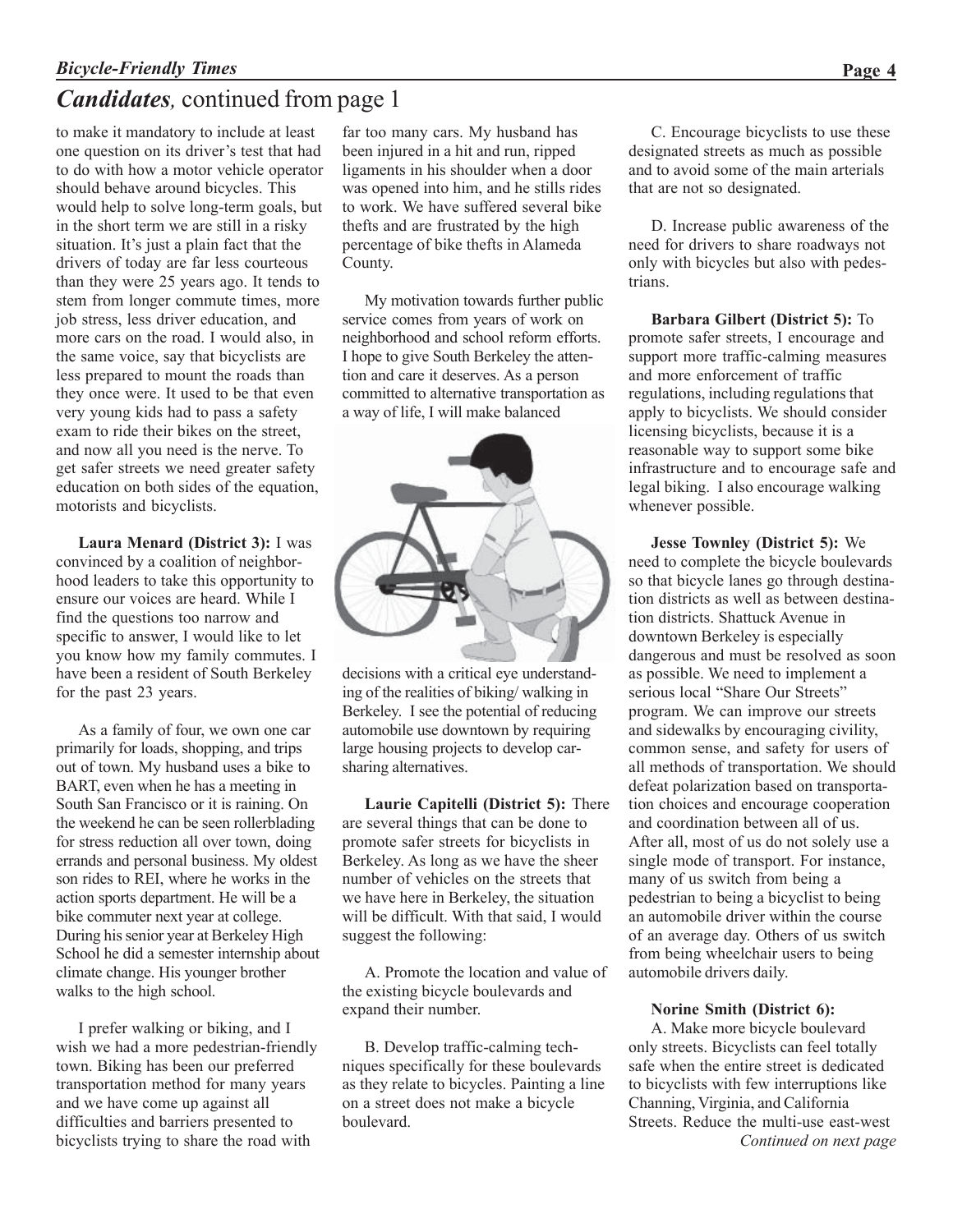## *Candidates,* continued from page 1

to make it mandatory to include at least one question on its driver's test that had to do with how a motor vehicle operator should behave around bicycles. This would help to solve long-term goals, but in the short term we are still in a risky situation. It's just a plain fact that the drivers of today are far less courteous than they were 25 years ago. It tends to stem from longer commute times, more job stress, less driver education, and more cars on the road. I would also, in the same voice, say that bicyclists are less prepared to mount the roads than they once were. It used to be that even very young kids had to pass a safety exam to ride their bikes on the street, and now all you need is the nerve. To get safer streets we need greater safety education on both sides of the equation, motorists and bicyclists.

**Laura Menard (District 3):** I was convinced by a coalition of neighborhood leaders to take this opportunity to ensure our voices are heard. While I find the questions too narrow and specific to answer, I would like to let you know how my family commutes. I have been a resident of South Berkeley for the past 23 years.

As a family of four, we own one car primarily for loads, shopping, and trips out of town. My husband uses a bike to BART, even when he has a meeting in South San Francisco or it is raining. On the weekend he can be seen rollerblading for stress reduction all over town, doing errands and personal business. My oldest son rides to REI, where he works in the action sports department. He will be a bike commuter next year at college. During his senior year at Berkeley High School he did a semester internship about climate change. His younger brother walks to the high school.

I prefer walking or biking, and I wish we had a more pedestrian-friendly town. Biking has been our preferred transportation method for many years and we have come up against all difficulties and barriers presented to bicyclists trying to share the road with far too many cars. My husband has been injured in a hit and run, ripped ligaments in his shoulder when a door was opened into him, and he stills rides to work. We have suffered several bike thefts and are frustrated by the high percentage of bike thefts in Alameda County.

My motivation towards further public service comes from years of work on neighborhood and school reform efforts. I hope to give South Berkeley the attention and care it deserves. As a person committed to alternative transportation as a way of life, I will make balanced decisions with a critical eye understanding of the realities of biking/ walking in Berkeley. I see the potential of reducing automobile use downtown by requiring large housing projects to develop car-sharing alternatives.

**Laurie Capitelli (District 5):** There are several things that can be done to promote safer streets for bicyclists in Berkeley. As long as we have the sheer number of vehicles on the streets that we have here in Berkeley, the situation will be difficult. With that said, I would suggest the following:

A. Promote the location and value of the existing bicycle boulevards and expand their number.

B. Develop traffic-calming techniques specifically for these boulevards as they relate to bicycles. Painting a line on a street does not make a bicycle boulevard.

C. Encourage bicyclists to use these designated streets as much as possible and to avoid some of the main arterials that are not so designated.

D. Increase public awareness of the need for drivers to share roadways not only with bicycles but also with pedestrians.

**Barbara Gilbert (District 5):** To promote safer streets, I encourage and support more traffic-calming measures and more enforcement of traffic regulations, including regulations that apply to bicyclists. We should consider licensing bicyclists, because it is a reasonable way to support some bike infrastructure and to encourage safe and legal biking. I also encourage walking whenever possible.

**Jesse Townley (District 5):** We need to complete the bicycle boulevards so that bicycle lanes go through destination districts as well as between destination districts. Shattuck Avenue in downtown Berkeley is especially dangerous and must be resolved as soon as possible. We need to implement a serious local "Share Our Streets" program. We can improve our streets and sidewalks by encouraging civility, common sense, and safety for users of all methods of transportation. We should defeat polarization based on transportation choices and encourage cooperation and coordination between all of us. After all, most of us do not solely use a single mode of transport. For instance, many of us switch from being a pedestrian to being a bicyclist to being an automobile driver within the course of an average day. Others of us switch from being wheelchair users to being automobile drivers daily.

**Norine Smith (District 6):**

A. Make more bicycle boulevard only streets. Bicyclists can feel totally safe when the entire street is dedicated to bicyclists with few interruptions like Channing, Virginia, and California Streets. Reduce the multi-use east-west

*Continued on next page*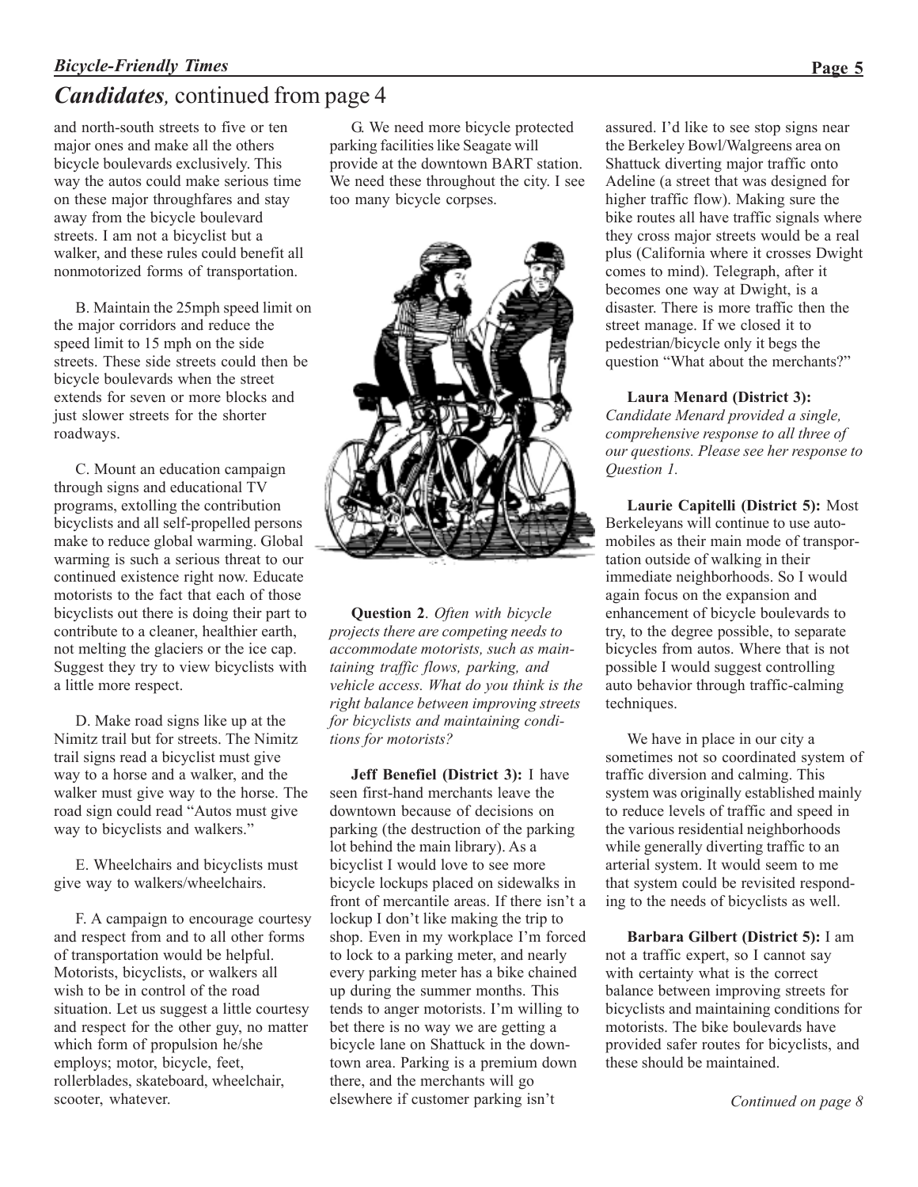## *Candidates,* continued from page 4

and north-south streets to five or ten major ones and make all the others bicycle boulevards exclusively. This way the autos could make serious time on these major throughfares and stay away from the bicycle boulevard streets. I am not a bicyclist but a walker, and these rules could benefit all nonmotorized forms of transportation.

B. Maintain the 25mph speed limit on the major corridors and reduce the speed limit to 15 mph on the side streets. These side streets could then be bicycle boulevards when the street extends for seven or more blocks and just slower streets for the shorter roadways.

C. Mount an education campaign through signs and educational TV programs, extolling the contribution bicyclists and all self-propelled persons make to reduce global warming. Global warming is such a serious threat to our continued existence right now. Educate motorists to the fact that each of those bicyclists out there is doing their part to contribute to a cleaner, healthier earth, not melting the glaciers or the ice cap. Suggest they try to view bicyclists with a little more respect.

D. Make road signs like up at the Nimitz trail but for streets. The Nimitz trail signs read a bicyclist must give way to a horse and a walker, and the walker must give way to the horse. The road sign could read "Autos must give way to bicyclists and walkers."

E. Wheelchairs and bicyclists must give way to walkers/wheelchairs.

F. A campaign to encourage courtesy and respect from and to all other forms of transportation would be helpful. Motorists, bicyclists, or walkers all wish to be in control of the road situation. Let us suggest a little courtesy and respect for the other guy, no matter which form of propulsion he/she employs; motor, bicycle, feet, rollerblades, skateboard, wheelchair, scooter, whatever.

G. We need more bicycle protected parking facilities like Seagate will provide at the downtown BART station. We need these throughout the city. I see too many bicycle corpses.

**Question 2**. *Often with bicycle projects there are competing needs to accommodate motorists, such as maintaining traffic flows, parking, and vehicle access. What do you think is the right balance between improving streets for bicyclists and maintaining conditions for motorists?*

**Jeff Benefiel (District 3):** I have seen first-hand merchants leave the downtown because of decisions on parking (the destruction of the parking lot behind the main library). As a bicyclist I would love to see more bicycle lockups placed on sidewalks in front of mercantile areas. If there isn't a lockup I don't like making the trip to shop. Even in my workplace I'm forced to lock to a parking meter, and nearly every parking meter has a bike chained up during the summer months. This tends to anger motorists. I'm willing to bet there is no way we are getting a bicycle lane on Shattuck in the downtown area. Parking is a premium down there, and the merchants will go elsewhere if customer parking isn't assured. I'd like to see stop signs near the Berkeley Bowl/Walgreens area on Shattuck diverting major traffic onto Adeline (a street that was designed for higher traffic flow). Making sure the bike routes all have traffic signals where they cross major streets would be a real plus (California where it crosses Dwight comes to mind). Telegraph, after it becomes one way at Dwight, is a disaster. There is more traffic then the street manage. If we closed it to pedestrian/bicycle only it begs the question "What about the merchants?"

**Laura Menard (District 3):** *Candidate Menard provided a single, comprehensive response to all three of our questions. Please see her response to Question 1.*

**Laurie Capitelli (District 5):** Most Berkeleyans will continue to use automobiles as their main mode of transportation outside of walking in their immediate neighborhoods. So I would again focus on the expansion and enhancement of bicycle boulevards to try, to the degree possible, to separate bicycles from autos. Where that is not possible I would suggest controlling auto behavior through traffic-calming techniques.

We have in place in our city a sometimes not so coordinated system of traffic diversion and calming. This system was originally established mainly to reduce levels of traffic and speed in the various residential neighborhoods while generally diverting traffic to an arterial system. It would seem to me that system could be revisited responding to the needs of bicyclists as well.

**Barbara Gilbert (District 5):** I am not a traffic expert, so I cannot say with certainty what is the correct balance between improving streets for bicyclists and maintaining conditions for motorists. The bike boulevards have provided safer routes for bicyclists, and these should be maintained.

*Continued on page 8*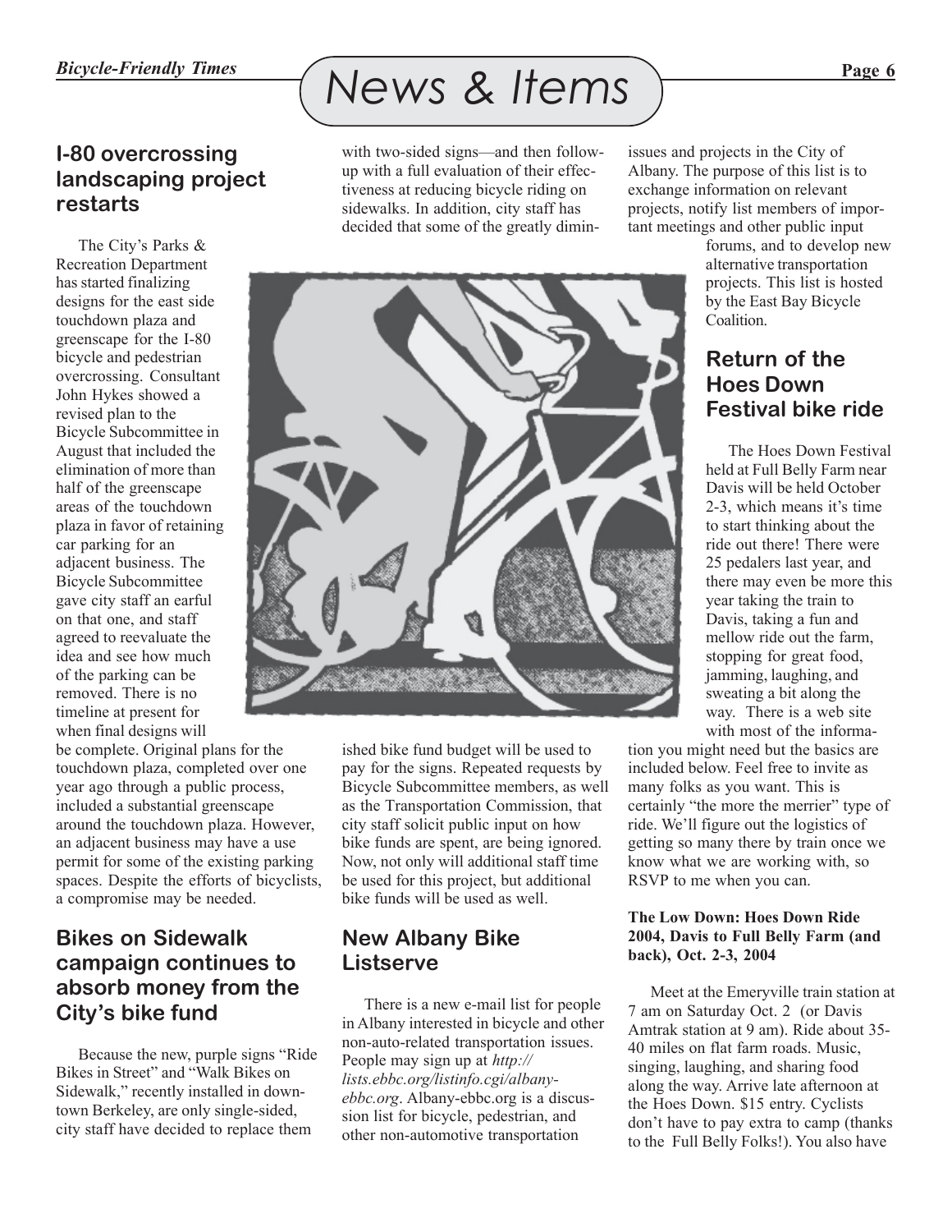# News & Items

## I-80 overcrossing landscaping project restarts

The City's Parks & Recreation Department has started finalizing designs for the east side touchdown plaza and greenscape for the I-80 bicycle and pedestrian overcrossing. Consultant John Hykes showed a revised plan to the Bicycle Subcommittee in August that included the elimination of more than half of the greenscape areas of the touchdown plaza in favor of retaining car parking for an adjacent business. The Bicycle Subcommittee gave city staff an earful on that one, and staff agreed to reevaluate the idea and see how much of the parking can be removed. There is no timeline at present for when final designs will be complete. Original plans for the touchdown plaza, completed over one year ago through a public process, included a substantial greenscape around the touchdown plaza. However, an adjacent business may have a use permit for some of the existing parking spaces. Despite the efforts of bicyclists, a compromise may be needed.

## Bikes on Sidewalk campaign continues to absorb money from the City's bike fund

Because the new, purple signs "Ride Bikes in Street" and "Walk Bikes on Sidewalk," recently installed in downtown Berkeley, are only single-sided, city staff have decided to replace them with two-sided signs—and then follow-up with a full evaluation of their effectiveness at reducing bicycle riding on sidewalks. In addition, city staff has decided that some of the greatly diminished bike fund budget will be used to pay for the signs. Repeated requests by Bicycle Subcommittee members, as well as the Transportation Commission, that city staff solicit public input on how bike funds are spent, are being ignored. Now, not only will additional staff time be used for this project, but additional bike funds will be used as well.

## New Albany Bike Listserve

There is a new e-mail list for people in Albany interested in bicycle and other non-auto-related transportation issues. People may sign up at *http://lists.ebbc.org/listinfo.cgi/albany-ebbc.org*. Albany-ebbc.org is a discussion list for bicycle, pedestrian, and other non-automotive transportation issues and projects in the City of Albany. The purpose of this list is to exchange information on relevant projects, notify list members of important meetings and other public input forums, and to develop new alternative transportation projects. This list is hosted by the East Bay Bicycle Coalition.

## Return of the Hoes Down Festival bike ride

The Hoes Down Festival held at Full Belly Farm near Davis will be held October 2-3, which means it's time to start thinking about the ride out there! There were 25 pedalers last year, and there may even be more this year taking the train to Davis, taking a fun and mellow ride out the farm, stopping for great food, jamming, laughing, and sweating a bit along the way. There is a web site with most of the information you might need but the basics are included below. Feel free to invite as many folks as you want. This is certainly "the more the merrier" type of ride. We'll figure out the logistics of getting so many there by train once we know what we are working with, so RSVP to me when you can.

**The Low Down: Hoes Down Ride 2004, Davis to Full Belly Farm (and back), Oct. 2-3, 2004**

Meet at the Emeryville train station at 7 am on Saturday Oct. 2 (or Davis Amtrak station at 9 am). Ride about 35-40 miles on flat farm roads. Music, singing, laughing, and sharing food along the way. Arrive late afternoon at the Hoes Down. $15 entry. Cyclists don't have to pay extra to camp (thanks to the Full Belly Folks!). You also have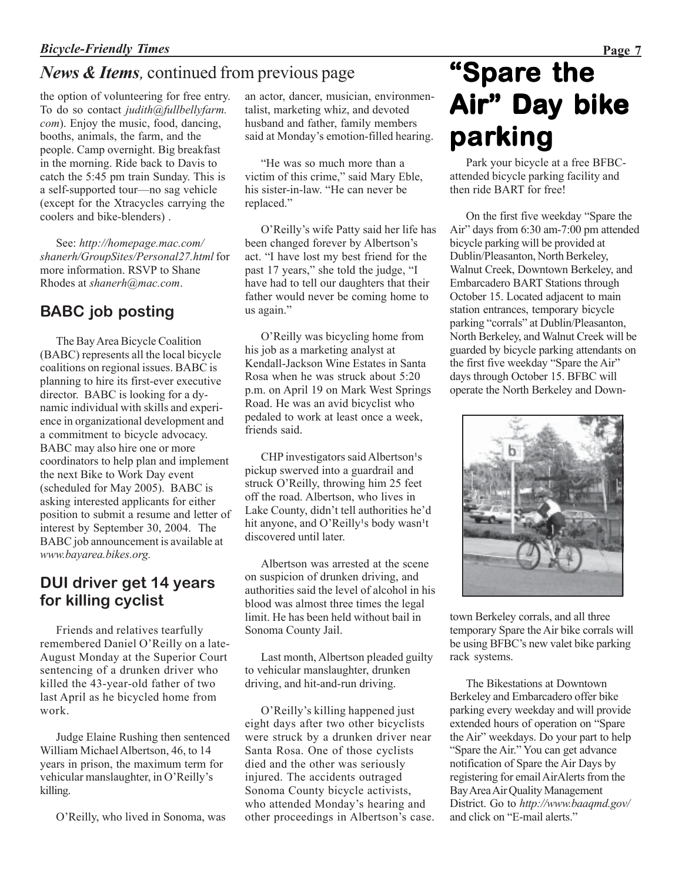## *News & Items,* continued from previous page

the option of volunteering for free entry. To do so contact *judith@fullbellyfarm.com*). Enjoy the music, food, dancing, booths, animals, the farm, and the people. Camp overnight. Big breakfast in the morning. Ride back to Davis to catch the 5:45 pm train Sunday. This is a self-supported tour—no sag vehicle (except for the Xtracycles carrying the coolers and bike-blenders) .

See: *http://homepage.mac.com/shanerh/GroupSites/Personal27.html* for more information. RSVP to Shane Rhodes at *shanerh@mac.com*.

### BABC job posting

The Bay Area Bicycle Coalition (BABC) represents all the local bicycle coalitions on regional issues. BABC is planning to hire its first-ever executive director. BABC is looking for a dynamic individual with skills and experience in organizational development and a commitment to bicycle advocacy. BABC may also hire one or more coordinators to help plan and implement the next Bike to Work Day event (scheduled for May 2005). BABC is asking interested applicants for either position to submit a resume and letter of interest by September 30, 2004. The BABC job announcement is available at *www.bayarea.bikes.org.*

### DUI driver get 14 years for killing cyclist

Friends and relatives tearfully remembered Daniel O'Reilly on a late-August Monday at the Superior Court sentencing of a drunken driver who killed the 43-year-old father of two last April as he bicycled home from work.

Judge Elaine Rushing then sentenced William Michael Albertson, 46, to 14 years in prison, the maximum term for vehicular manslaughter, in O'Reilly's killing.

O'Reilly, who lived in Sonoma, was an actor, dancer, musician, environmentalist, marketing whiz, and devoted husband and father, family members said at Monday's emotion-filled hearing.

"He was so much more than a victim of this crime," said Mary Eble, his sister-in-law. "He can never be replaced."

O'Reilly's wife Patty said her life has been changed forever by Albertson's act. "I have lost my best friend for the past 17 years," she told the judge, "I have had to tell our daughters that their father would never be coming home to us again."

O'Reilly was bicycling home from his job as a marketing analyst at Kendall-Jackson Wine Estates in Santa Rosa when he was struck about 5:20 p.m. on April 19 on Mark West Springs Road. He was an avid bicyclist who pedaled to work at least once a week, friends said.

CHP investigators said Albertson¹s pickup swerved into a guardrail and struck O'Reilly, throwing him 25 feet off the road. Albertson, who lives in Lake County, didn't tell authorities he'd hit anyone, and O'Reilly¹s body wasn¹t discovered until later.

Albertson was arrested at the scene on suspicion of drunken driving, and authorities said the level of alcohol in his blood was almost three times the legal limit. He has been held without bail in Sonoma County Jail.

Last month, Albertson pleaded guilty to vehicular manslaughter, drunken driving, and hit-and-run driving.

O'Reilly's killing happened just eight days after two other bicyclists were struck by a drunken driver near Santa Rosa. One of those cyclists died and the other was seriously injured. The accidents outraged Sonoma County bicycle activists, who attended Monday's hearing and other proceedings in Albertson's case.

# "Spare the Air" Day bike parking

Park your bicycle at a free BFBC-attended bicycle parking facility and then ride BART for free!

On the first five weekday "Spare the Air" days from 6:30 am-7:00 pm attended bicycle parking will be provided at Dublin/Pleasanton, North Berkeley, Walnut Creek, Downtown Berkeley, and Embarcadero BART Stations through October 15. Located adjacent to main station entrances, temporary bicycle parking "corrals" at Dublin/Pleasanton, North Berkeley, and Walnut Creek will be guarded by bicycle parking attendants on the first five weekday "Spare the Air" days through October 15. BFBC will operate the North Berkeley and Downtown Berkeley corrals, and all three temporary Spare the Air bike corrals will be using BFBC's new valet bike parking rack systems.

The Bikestations at Downtown Berkeley and Embarcadero offer bike parking every weekday and will provide extended hours of operation on "Spare the Air" weekdays. Do your part to help "Spare the Air." You can get advance notification of Spare the Air Days by registering for email AirAlerts from the Bay Area Air Quality Management District. Go to *http://www.baaqmd.gov/* and click on "E-mail alerts."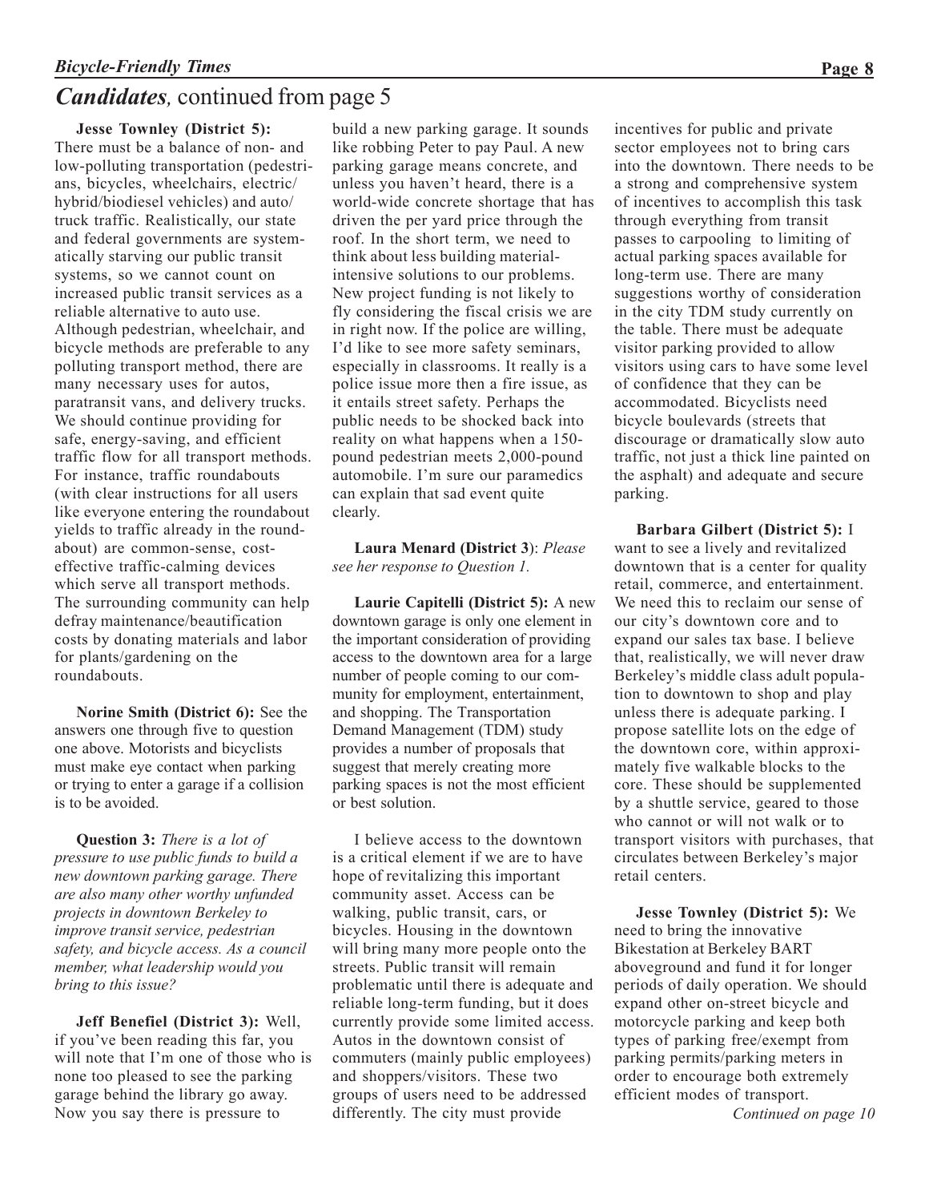## *Candidates,* continued from page 5

**Jesse Townley (District 5):** There must be a balance of non- and low-polluting transportation (pedestrians, bicycles, wheelchairs, electric/hybrid/biodiesel vehicles) and auto/truck traffic. Realistically, our state and federal governments are systematically starving our public transit systems, so we cannot count on increased public transit services as a reliable alternative to auto use. Although pedestrian, wheelchair, and bicycle methods are preferable to any polluting transport method, there are many necessary uses for autos, paratransit vans, and delivery trucks. We should continue providing for safe, energy-saving, and efficient traffic flow for all transport methods. For instance, traffic roundabouts (with clear instructions for all users like everyone entering the roundabout yields to traffic already in the roundabout) are common-sense, cost-effective traffic-calming devices which serve all transport methods. The surrounding community can help defray maintenance/beautification costs by donating materials and labor for plants/gardening on the roundabouts.

**Norine Smith (District 6):** See the answers one through five to question one above. Motorists and bicyclists must make eye contact when parking or trying to enter a garage if a collision is to be avoided.

**Question 3:** *There is a lot of pressure to use public funds to build a new downtown parking garage. There are also many other worthy unfunded projects in downtown Berkeley to improve transit service, pedestrian safety, and bicycle access. As a council member, what leadership would you bring to this issue?*

**Jeff Benefiel (District 3):** Well, if you've been reading this far, you will note that I'm one of those who is none too pleased to see the parking garage behind the library go away. Now you say there is pressure to build a new parking garage. It sounds like robbing Peter to pay Paul. A new parking garage means concrete, and unless you haven't heard, there is a world-wide concrete shortage that has driven the per yard price through the roof. In the short term, we need to think about less building material-intensive solutions to our problems. New project funding is not likely to fly considering the fiscal crisis we are in right now. If the police are willing, I'd like to see more safety seminars, especially in classrooms. It really is a police issue more then a fire issue, as it entails street safety. Perhaps the public needs to be shocked back into reality on what happens when a 150-pound pedestrian meets 2,000-pound automobile. I'm sure our paramedics can explain that sad event quite clearly.

**Laura Menard (District 3)**: *Please see her response to Question 1.*

**Laurie Capitelli (District 5):** A new downtown garage is only one element in the important consideration of providing access to the downtown area for a large number of people coming to our community for employment, entertainment, and shopping. The Transportation Demand Management (TDM) study provides a number of proposals that suggest that merely creating more parking spaces is not the most efficient or best solution.

I believe access to the downtown is a critical element if we are to have hope of revitalizing this important community asset. Access can be walking, public transit, cars, or bicycles. Housing in the downtown will bring many more people onto the streets. Public transit will remain problematic until there is adequate and reliable long-term funding, but it does currently provide some limited access. Autos in the downtown consist of commuters (mainly public employees) and shoppers/visitors. These two groups of users need to be addressed differently. The city must provide incentives for public and private sector employees not to bring cars into the downtown. There needs to be a strong and comprehensive system of incentives to accomplish this task through everything from transit passes to carpooling to limiting of actual parking spaces available for long-term use. There are many suggestions worthy of consideration in the city TDM study currently on the table. There must be adequate visitor parking provided to allow visitors using cars to have some level of confidence that they can be accommodated. Bicyclists need bicycle boulevards (streets that discourage or dramatically slow auto traffic, not just a thick line painted on the asphalt) and adequate and secure parking.

**Barbara Gilbert (District 5):** I want to see a lively and revitalized downtown that is a center for quality retail, commerce, and entertainment. We need this to reclaim our sense of our city's downtown core and to expand our sales tax base. I believe that, realistically, we will never draw Berkeley's middle class adult population to downtown to shop and play unless there is adequate parking. I propose satellite lots on the edge of the downtown core, within approximately five walkable blocks to the core. These should be supplemented by a shuttle service, geared to those who cannot or will not walk or to transport visitors with purchases, that circulates between Berkeley's major retail centers.

**Jesse Townley (District 5):** We need to bring the innovative Bikestation at Berkeley BART aboveground and fund it for longer periods of daily operation. We should expand other on-street bicycle and motorcycle parking and keep both types of parking free/exempt from parking permits/parking meters in order to encourage both extremely efficient modes of transport.

*Continued on page 10*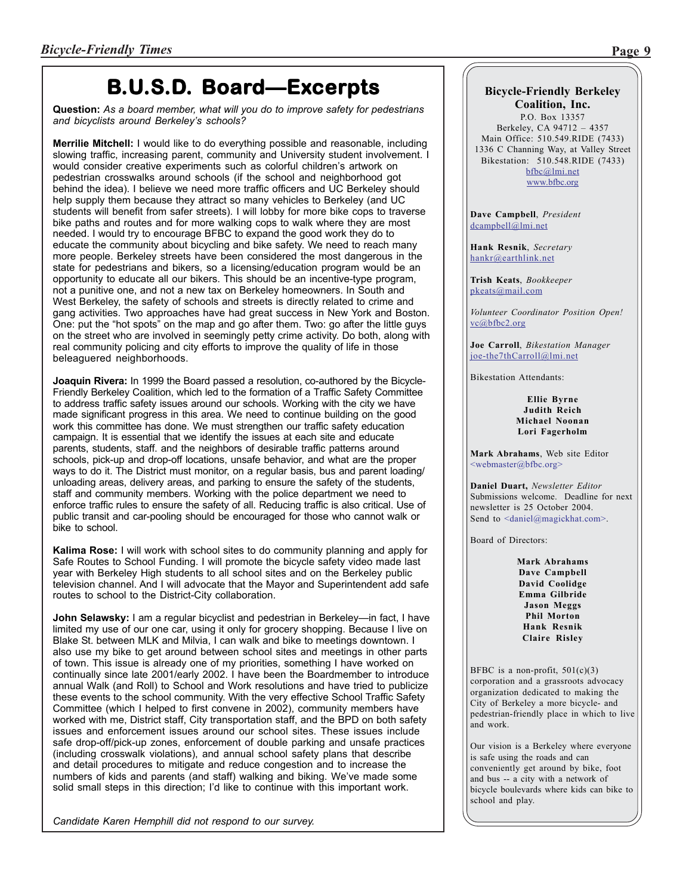# B.U.S.D. Board—Excerpts

**Question:** *As a board member, what will you do to improve safety for pedestrians and bicyclists around Berkeley's schools?*

**Merrilie Mitchell:** I would like to do everything possible and reasonable, including slowing traffic, increasing parent, community and University student involvement. I would consider creative experiments such as colorful children's artwork on pedestrian crosswalks around schools (if the school and neighborhood got behind the idea). I believe we need more traffic officers and UC Berkeley should help supply them because they attract so many vehicles to Berkeley (and UC students will benefit from safer streets). I will lobby for more bike cops to traverse bike paths and routes and for more walking cops to walk where they are most needed. I would try to encourage BFBC to expand the good work they do to educate the community about bicycling and bike safety. We need to reach many more people. Berkeley streets have been considered the most dangerous in the state for pedestrians and bikers, so a licensing/education program would be an opportunity to educate all our bikers. This should be an incentive-type program, not a punitive one, and not a new tax on Berkeley homeowners. In South and West Berkeley, the safety of schools and streets is directly related to crime and gang activities. Two approaches have had great success in New York and Boston. One: put the "hot spots" on the map and go after them. Two: go after the little guys on the street who are involved in seemingly petty crime activity. Do both, along with real community policing and city efforts to improve the quality of life in those beleaguered neighborhoods.

**Joaquin Rivera:** In 1999 the Board passed a resolution, co-authored by the Bicycle-Friendly Berkeley Coalition, which led to the formation of a Traffic Safety Committee to address traffic safety issues around our schools. Working with the city we have made significant progress in this area. We need to continue building on the good work this committee has done. We must strengthen our traffic safety education campaign. It is essential that we identify the issues at each site and educate parents, students, staff. and the neighbors of desirable traffic patterns around schools, pick-up and drop-off locations, unsafe behavior, and what are the proper ways to do it. The District must monitor, on a regular basis, bus and parent loading/unloading areas, delivery areas, and parking to ensure the safety of the students, staff and community members. Working with the police department we need to enforce traffic rules to ensure the safety of all. Reducing traffic is also critical. Use of public transit and car-pooling should be encouraged for those who cannot walk or bike to school.

**Kalima Rose:** I will work with school sites to do community planning and apply for Safe Routes to School Funding. I will promote the bicycle safety video made last year with Berkeley High students to all school sites and on the Berkeley public television channel. And I will advocate that the Mayor and Superintendent add safe routes to school to the District-City collaboration.

**John Selawsky:** I am a regular bicyclist and pedestrian in Berkeley—in fact, I have limited my use of our one car, using it only for grocery shopping. Because I live on Blake St. between MLK and Milvia, I can walk and bike to meetings downtown. I also use my bike to get around between school sites and meetings in other parts of town. This issue is already one of my priorities, something I have worked on continually since late 2001/early 2002. I have been the Boardmember to introduce annual Walk (and Roll) to School and Work resolutions and have tried to publicize these events to the school community. With the very effective School Traffic Safety Committee (which I helped to first convene in 2002), community members have worked with me, District staff, City transportation staff, and the BPD on both safety issues and enforcement issues around our school sites. These issues include safe drop-off/pick-up zones, enforcement of double parking and unsafe practices (including crosswalk violations), and annual school safety plans that describe and detail procedures to mitigate and reduce congestion and to increase the numbers of kids and parents (and staff) walking and biking. We've made some solid small steps in this direction; I'd like to continue with this important work.

*Candidate Karen Hemphill did not respond to our survey.*

---

**Bicycle-Friendly Berkeley Coalition, Inc.**
P.O. Box 13357
Berkeley, CA 94712 – 4357
Main Office: 510.549.RIDE (7433)
1336 C Channing Way, at Valley Street
Bikestation: 510.548.RIDE (7433)
bfbc@lmi.net
www.bfbc.org

**Dave Campbell**, *President*
dcampbell@lmi.net

**Hank Resnik**, *Secretary*
hankr@earthlink.net

**Trish Keats**, *Bookkeeper*
pkeats@mail.com

*Volunteer Coordinator Position Open!*
vc@bfbc2.org

**Joe Carroll**, *Bikestation Manager*
joe-the7thCarroll@lmi.net

Bikestation Attendants:

**Ellie Byrne**
**Judith Reich**
**Michael Noonan**
**Lori Fagerholm**

**Mark Abrahams**, Web site Editor
<webmaster@bfbc.org>

**Daniel Duart,** *Newsletter Editor*
Submissions welcome. Deadline for next newsletter is 25 October 2004.
Send to <daniel@magickhat.com>.

Board of Directors:

**Mark Abrahams**
**Dave Campbell**
**David Coolidge**
**Emma Gilbride**
**Jason Meggs**
**Phil Morton**
**Hank Resnik**
**Claire Risley**

BFBC is a non-profit, 501(c)(3) corporation and a grassroots advocacy organization dedicated to making the City of Berkeley a more bicycle- and pedestrian-friendly place in which to live and work.

Our vision is a Berkeley where everyone is safe using the roads and can conveniently get around by bike, foot and bus -- a city with a network of bicycle boulevards where kids can bike to school and play.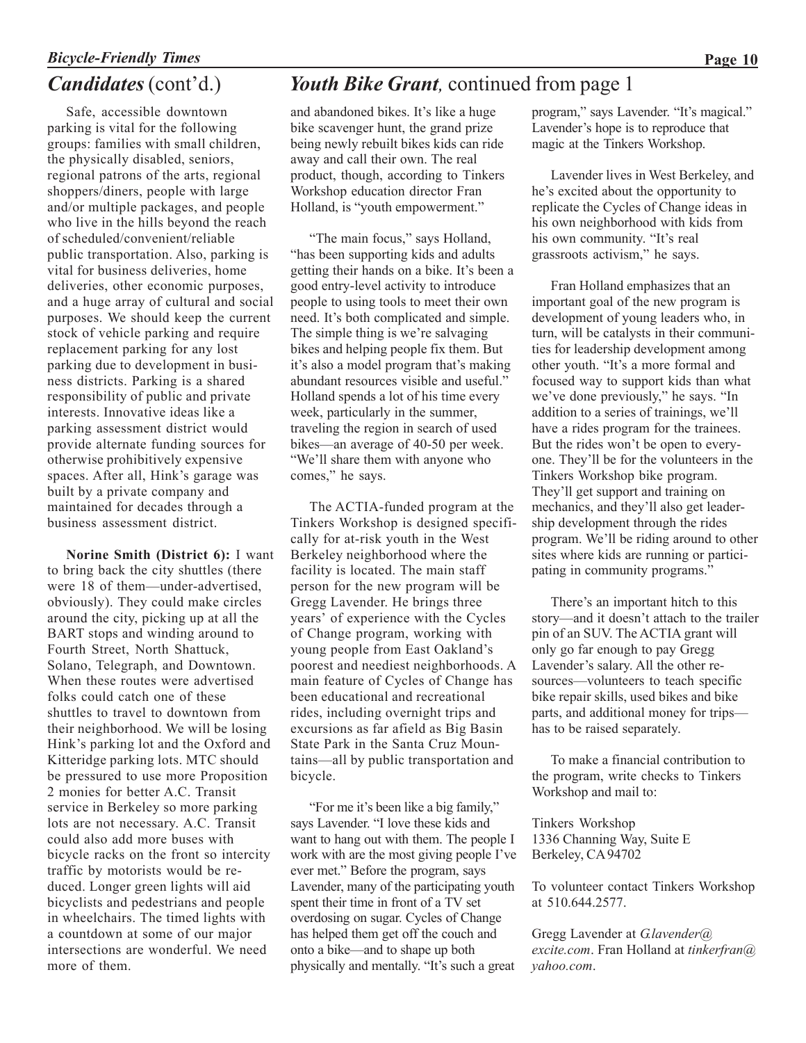## *Candidates* (cont'd.)

Safe, accessible downtown parking is vital for the following groups: families with small children, the physically disabled, seniors, regional patrons of the arts, regional shoppers/diners, people with large and/or multiple packages, and people who live in the hills beyond the reach of scheduled/convenient/reliable public transportation. Also, parking is vital for business deliveries, home deliveries, other economic purposes, and a huge array of cultural and social purposes. We should keep the current stock of vehicle parking and require replacement parking for any lost parking due to development in business districts. Parking is a shared responsibility of public and private interests. Innovative ideas like a parking assessment district would provide alternate funding sources for otherwise prohibitively expensive spaces. After all, Hink's garage was built by a private company and maintained for decades through a business assessment district.

**Norine Smith (District 6):** I want to bring back the city shuttles (there were 18 of them—under-advertised, obviously). They could make circles around the city, picking up at all the BART stops and winding around to Fourth Street, North Shattuck, Solano, Telegraph, and Downtown. When these routes were advertised folks could catch one of these shuttles to travel to downtown from their neighborhood. We will be losing Hink's parking lot and the Oxford and Kitteridge parking lots. MTC should be pressured to use more Proposition 2 monies for better A.C. Transit service in Berkeley so more parking lots are not necessary. A.C. Transit could also add more buses with bicycle racks on the front so intercity traffic by motorists would be reduced. Longer green lights will aid bicyclists and pedestrians and people in wheelchairs. The timed lights with a countdown at some of our major intersections are wonderful. We need more of them.

## *Youth Bike Grant,* continued from page 1

and abandoned bikes. It's like a huge bike scavenger hunt, the grand prize being newly rebuilt bikes kids can ride away and call their own. The real product, though, according to Tinkers Workshop education director Fran Holland, is "youth empowerment."

"The main focus," says Holland, "has been supporting kids and adults getting their hands on a bike. It's been a good entry-level activity to introduce people to using tools to meet their own need. It's both complicated and simple. The simple thing is we're salvaging bikes and helping people fix them. But it's also a model program that's making abundant resources visible and useful." Holland spends a lot of his time every week, particularly in the summer, traveling the region in search of used bikes—an average of 40-50 per week. "We'll share them with anyone who comes," he says.

The ACTIA-funded program at the Tinkers Workshop is designed specifically for at-risk youth in the West Berkeley neighborhood where the facility is located. The main staff person for the new program will be Gregg Lavender. He brings three years' of experience with the Cycles of Change program, working with young people from East Oakland's poorest and neediest neighborhoods. A main feature of Cycles of Change has been educational and recreational rides, including overnight trips and excursions as far afield as Big Basin State Park in the Santa Cruz Mountains—all by public transportation and bicycle.

"For me it's been like a big family," says Lavender. "I love these kids and want to hang out with them. The people I work with are the most giving people I've ever met." Before the program, says Lavender, many of the participating youth spent their time in front of a TV set overdosing on sugar. Cycles of Change has helped them get off the couch and onto a bike—and to shape up both physically and mentally. "It's such a great program," says Lavender. "It's magical." Lavender's hope is to reproduce that magic at the Tinkers Workshop.

Lavender lives in West Berkeley, and he's excited about the opportunity to replicate the Cycles of Change ideas in his own neighborhood with kids from his own community. "It's real grassroots activism," he says.

Fran Holland emphasizes that an important goal of the new program is development of young leaders who, in turn, will be catalysts in their communities for leadership development among other youth. "It's a more formal and focused way to support kids than what we've done previously," he says. "In addition to a series of trainings, we'll have a rides program for the trainees. But the rides won't be open to everyone. They'll be for the volunteers in the Tinkers Workshop bike program. They'll get support and training on mechanics, and they'll also get leadership development through the rides program. We'll be riding around to other sites where kids are running or participating in community programs."

There's an important hitch to this story—and it doesn't attach to the trailer pin of an SUV. The ACTIA grant will only go far enough to pay Gregg Lavender's salary. All the other resources—volunteers to teach specific bike repair skills, used bikes and bike parts, and additional money for trips—has to be raised separately.

To make a financial contribution to the program, write checks to Tinkers Workshop and mail to:

Tinkers Workshop
1336 Channing Way, Suite E
Berkeley, CA 94702

To volunteer contact Tinkers Workshop at 510.644.2577.

Gregg Lavender at *G.lavender@excite.com*. Fran Holland at *tinkerfran@yahoo.com*.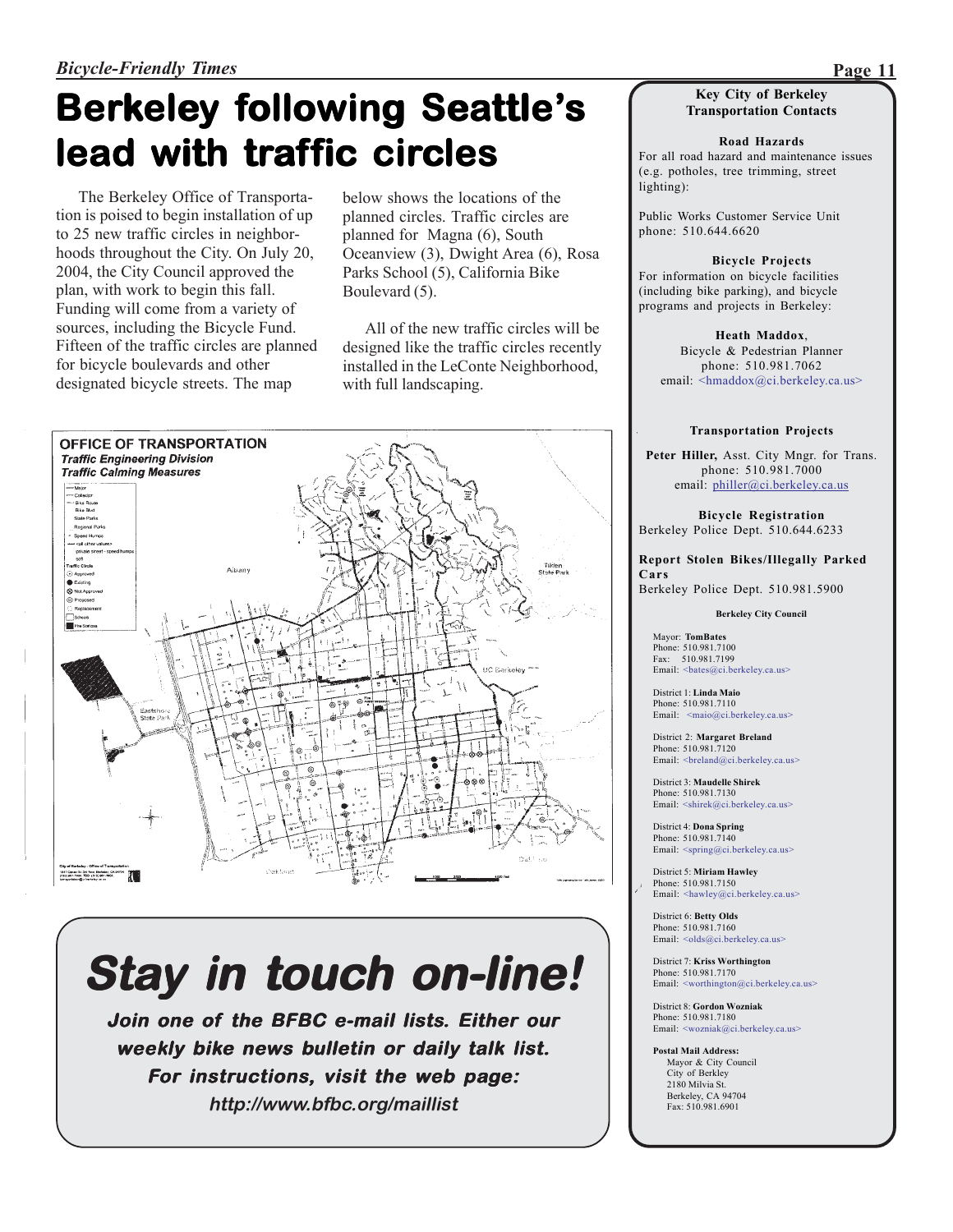# Berkeley following Seattle's lead with traffic circles

The Berkeley Office of Transportation is poised to begin installation of up to 25 new traffic circles in neighborhoods throughout the City. On July 20, 2004, the City Council approved the plan, with work to begin this fall. Funding will come from a variety of sources, including the Bicycle Fund. Fifteen of the traffic circles are planned for bicycle boulevards and other designated bicycle streets. The map below shows the locations of the planned circles. Traffic circles are planned for Magna (6), South Oceanview (3), Dwight Area (6), Rosa Parks School (5), California Bike Boulevard (5).

All of the new traffic circles will be designed like the traffic circles recently installed in the LeConte Neighborhood, with full landscaping.

**OFFICE OF TRANSPORTATION**
*Traffic Engineering Division*
*Traffic Calming Measures*

# Stay in touch on-line!

***Join one of the BFBC e-mail lists. Either our weekly bike news bulletin or daily talk list. For instructions, visit the web page: http://www.bfbc.org/maillist***

---

**Key City of Berkeley Transportation Contacts**

**Road Hazards**
For all road hazard and maintenance issues (e.g. potholes, tree trimming, street lighting):

Public Works Customer Service Unit
phone: 510.644.6620

**Bicycle Projects**
For information on bicycle facilities (including bike parking), and bicycle programs and projects in Berkeley:

**Heath Maddox**, Bicycle & Pedestrian Planner
phone: 510.981.7062
email: <hmaddox@ci.berkeley.ca.us>

**Transportation Projects**

**Peter Hiller,** Asst. City Mngr. for Trans.
phone: 510.981.7000
email: philler@ci.berkeley.ca.us

**Bicycle Registration**
Berkeley Police Dept. 510.644.6233

**Report Stolen Bikes/Illegally Parked Cars**
Berkeley Police Dept. 510.981.5900

**Berkeley City Council**

Mayor: **TomBates**
Phone: 510.981.7100
Fax: 510.981.7199
Email: <bates@ci.berkeley.ca.us>

District 1: **Linda Maio**
Phone: 510.981.7110
Email: <maio@ci.berkeley.ca.us>

District 2: **Margaret Breland**
Phone: 510.981.7120
Email: <breland@ci.berkeley.ca.us>

District 3: **Maudelle Shirek**
Phone: 510.981.7130
Email: <shirek@ci.berkeley.ca.us>

District 4: **Dona Spring**
Phone: 510.981.7140
Email: <spring@ci.berkeley.ca.us>

District 5: **Miriam Hawley**
Phone: 510.981.7150
Email: <hawley@ci.berkeley.ca.us>

District 6: **Betty Olds**
Phone: 510.981.7160
Email: <olds@ci.berkeley.ca.us>

District 7: **Kriss Worthington**
Phone: 510.981.7170
Email: <worthington@ci.berkeley.ca.us>

District 8: **Gordon Wozniak**
Phone: 510.981.7180
Email: <wozniak@ci.berkeley.ca.us>

**Postal Mail Address:**
Mayor & City Council
City of Berkley
2180 Milvia St.
Berkeley, CA 94704
Fax: 510.981.6901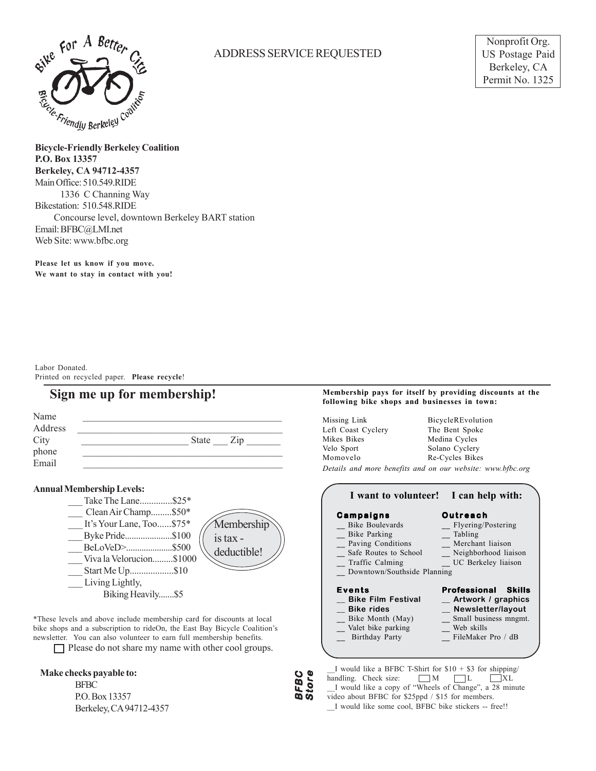Bike For A Better City

Bicycle-Friendly Berkeley Coalition

ADDRESS SERVICE REQUESTED

Nonprofit Org.
US Postage Paid
Berkeley, CA
Permit No. 1325

**Bicycle-Friendly Berkeley Coalition**
**P.O. Box 13357**
**Berkeley, CA 94712-4357**
Main Office: 510.549.RIDE
1336 C Channing Way
Bikestation: 510.548.RIDE
Concourse level, downtown Berkeley BART station
Email: BFBC@LMI.net
Web Site: www.bfbc.org

**Please let us know if you move.**
**We want to stay in contact with you!**

Labor Donated.
Printed on recycled paper. **Please recycle**!

## Sign me up for membership!

Name ________________________________
Address ________________________________
City ____________________ State ___ Zip _______
phone ________________________________
Email ________________________________

**Annual Membership Levels:**

- ___ Take The Lane..............$25*
- ___ Clean Air Champ..........$50*
- ___ It's Your Lane, Too......$75*
- ___ Byke Pride.....................$100
- ___ BeLoVeD>.....................$500
- ___ Viva la Velorucion.........$1000
- ___ Start Me Up...................$10
- ___ Living Lightly, Biking Heavily.......$5

Membership is tax - deductible!

*These levels and above include membership card for discounts at local bike shops and a subscription to rideOn, the East Bay Bicycle Coalition's newsletter. You can also volunteer to earn full membership benefits.

☐ Please do not share my name with other cool groups.

**Make checks payable to:**
BFBC
P.O. Box 13357
Berkeley, CA 94712-4357

**Membership pays for itself by providing discounts at the following bike shops and businesses in town:**

| | |
|---|---|
| Missing Link | BicycleREvolution |
| Left Coast Cyclery | The Bent Spoke |
| Mikes Bikes | Medina Cycles |
| Velo Sport | Solano Cyclery |
| Momovelo | Re-Cycles Bikes |

*Details and more benefits and on our website: www.bfbc.org*

### I want to volunteer! I can help with:

**Campaigns**
- __ Bike Boulevards
- __ Bike Parking
- __ Paving Conditions
- __ Safe Routes to School
- __ Traffic Calming
- __ Downtown/Southside Planning

**Outreach**
- __ Flyering/Postering
- __ Tabling
- __ Merchant liaison
- __ Neighborhood liaison
- __ UC Berkeley liaison

**Events**
- __ **Bike Film Festival**
- __ **Bike rides**
- __ Bike Month (May)
- __ Valet bike parking
- __ Birthday Party

**Professional Skills**
- __ **Artwork / graphics**
- __ **Newsletter/layout**
- __ Small business mngmt.
- __ Web skills
- __ FileMaker Pro / dB

**BFBC Store**

__I would like a BFBC T-Shirt for $10 + $3 for shipping/handling. Check size: ☐ M ☐ L ☐ XL
__I would like a copy of "Wheels of Change", a 28 minute video about BFBC for $25ppd / $15 for members.
__I would like some cool, BFBC bike stickers -- free!!